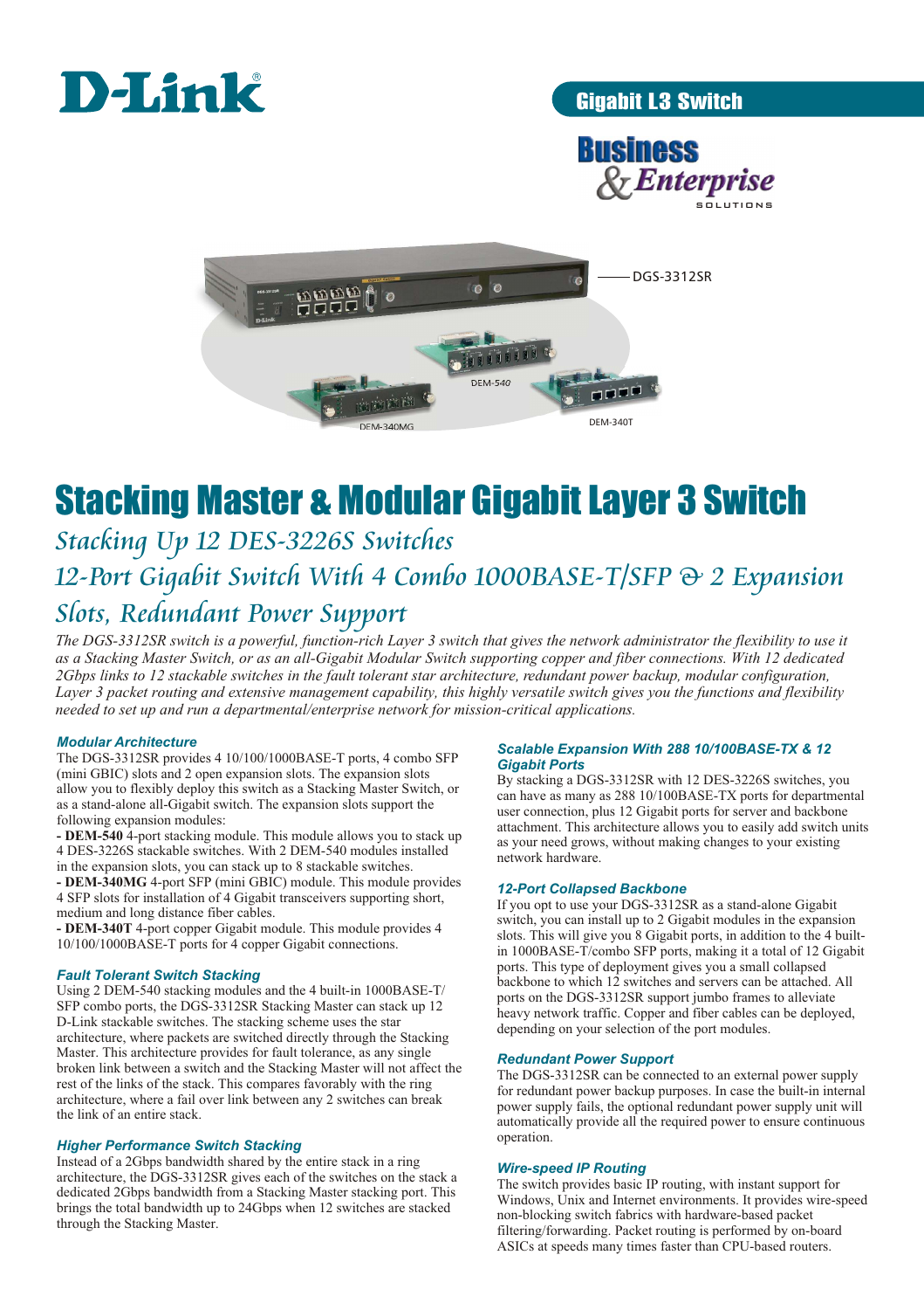D-Link

Gigabit L3 Switch

Business & Enterprise SOLUTIONS

DGS-3312SR

DEM-540

DEM-340MG

DEM-340T

# Stacking Master & Modular Gigabit Layer 3 Switch

## *Stacking Up 12 DES-3226S Switches*

## *12-Port Gigabit Switch With 4 Combo 1000BASE-T/SFP & 2 Expansion Slots, Redundant Power Support*

*The DGS-3312SR switch is a powerful, function-rich Layer 3 switch that gives the network administrator the flexibility to use it as a Stacking Master Switch, or as an all-Gigabit Modular Switch supporting copper and fiber connections. With 12 dedicated 2Gbps links to 12 stackable switches in the fault tolerant star architecture, redundant power backup, modular configuration, Layer 3 packet routing and extensive management capability, this highly versatile switch gives you the functions and flexibility needed to set up and run a departmental/enterprise network for mission-critical applications.*

### *Modular Architecture*

The DGS-3312SR provides 4 10/100/1000BASE-T ports, 4 combo SFP (mini GBIC) slots and 2 open expansion slots. The expansion slots allow you to flexibly deploy this switch as a Stacking Master Switch, or as a stand-alone all-Gigabit switch. The expansion slots support the following expansion modules:

- **DEM-540** 4-port stacking module. This module allows you to stack up 4 DES-3226S stackable switches. With 2 DEM-540 modules installed in the expansion slots, you can stack up to 8 stackable switches.
- **DEM-340MG** 4-port SFP (mini GBIC) module. This module provides 4 SFP slots for installation of 4 Gigabit transceivers supporting short, medium and long distance fiber cables.
- **DEM-340T** 4-port copper Gigabit module. This module provides 4 10/100/1000BASE-T ports for 4 copper Gigabit connections.

### *Fault Tolerant Switch Stacking*

Using 2 DEM-540 stacking modules and the 4 built-in 1000BASE-T/SFP combo ports, the DGS-3312SR Stacking Master can stack up 12 D-Link stackable switches. The stacking scheme uses the star architecture, where packets are switched directly through the Stacking Master. This architecture provides for fault tolerance, as any single broken link between a switch and the Stacking Master will not affect the rest of the links of the stack. This compares favorably with the ring architecture, where a fail over link between any 2 switches can break the link of an entire stack.

### *Higher Performance Switch Stacking*

Instead of a 2Gbps bandwidth shared by the entire stack in a ring architecture, the DGS-3312SR gives each of the switches on the stack a dedicated 2Gbps bandwidth from a Stacking Master stacking port. This brings the total bandwidth up to 24Gbps when 12 switches are stacked through the Stacking Master.

### *Scalable Expansion With 288 10/100BASE-TX & 12 Gigabit Ports*

By stacking a DGS-3312SR with 12 DES-3226S switches, you can have as many as 288 10/100BASE-TX ports for departmental user connection, plus 12 Gigabit ports for server and backbone attachment. This architecture allows you to easily add switch units as your need grows, without making changes to your existing network hardware.

### *12-Port Collapsed Backbone*

If you opt to use your DGS-3312SR as a stand-alone Gigabit switch, you can install up to 2 Gigabit modules in the expansion slots. This will give you 8 Gigabit ports, in addition to the 4 built-in 1000BASE-T/combo SFP ports, making it a total of 12 Gigabit ports. This type of deployment gives you a small collapsed backbone to which 12 switches and servers can be attached. All ports on the DGS-3312SR support jumbo frames to alleviate heavy network traffic. Copper and fiber cables can be deployed, depending on your selection of the port modules.

### *Redundant Power Support*

The DGS-3312SR can be connected to an external power supply for redundant power backup purposes. In case the built-in internal power supply fails, the optional redundant power supply unit will automatically provide all the required power to ensure continuous operation.

### *Wire-speed IP Routing*

The switch provides basic IP routing, with instant support for Windows, Unix and Internet environments. It provides wire-speed non-blocking switch fabrics with hardware-based packet filtering/forwarding. Packet routing is performed by on-board ASICs at speeds many times faster than CPU-based routers.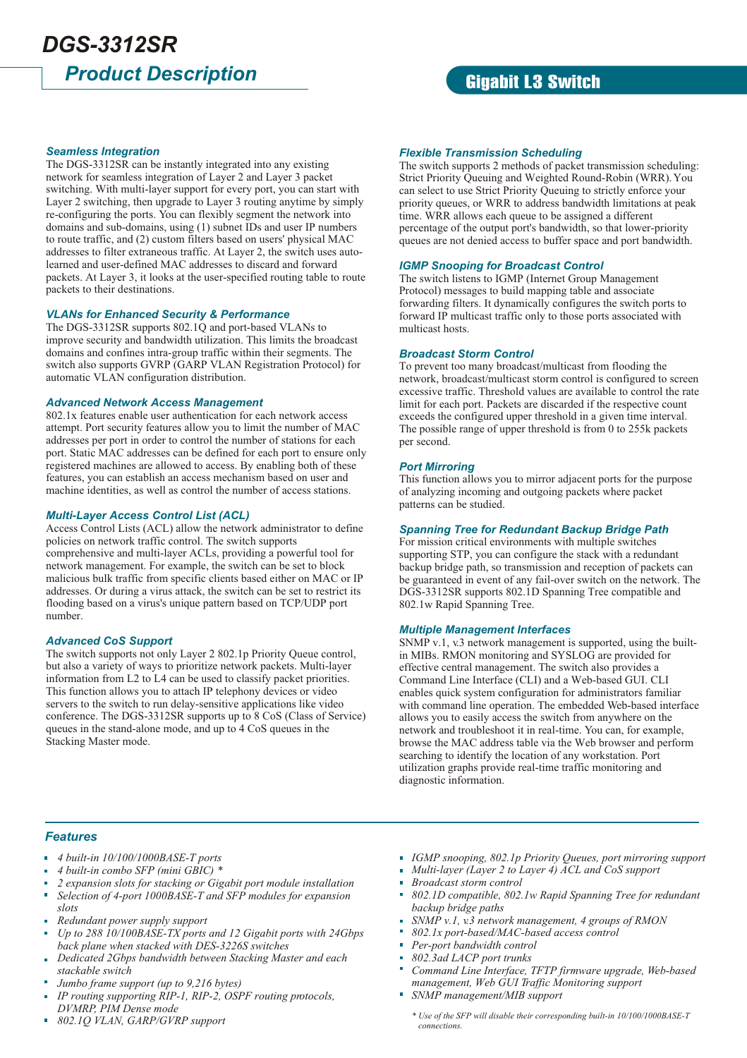# DGS-3312SR

## Product Description

**Gigabit L3 Switch**

### Seamless Integration

The DGS-3312SR can be instantly integrated into any existing network for seamless integration of Layer 2 and Layer 3 packet switching. With multi-layer support for every port, you can start with Layer 2 switching, then upgrade to Layer 3 routing anytime by simply re-configuring the ports. You can flexibly segment the network into domains and sub-domains, using (1) subnet IDs and user IP numbers to route traffic, and (2) custom filters based on users' physical MAC addresses to filter extraneous traffic. At Layer 2, the switch uses auto-learned and user-defined MAC addresses to discard and forward packets. At Layer 3, it looks at the user-specified routing table to route packets to their destinations.

### VLANs for Enhanced Security & Performance

The DGS-3312SR supports 802.1Q and port-based VLANs to improve security and bandwidth utilization. This limits the broadcast domains and confines intra-group traffic within their segments. The switch also supports GVRP (GARP VLAN Registration Protocol) for automatic VLAN configuration distribution.

### Advanced Network Access Management

802.1x features enable user authentication for each network access attempt. Port security features allow you to limit the number of MAC addresses per port in order to control the number of stations for each port. Static MAC addresses can be defined for each port to ensure only registered machines are allowed to access. By enabling both of these features, you can establish an access mechanism based on user and machine identities, as well as control the number of access stations.

### Multi-Layer Access Control List (ACL)

Access Control Lists (ACL) allow the network administrator to define policies on network traffic control. The switch supports comprehensive and multi-layer ACLs, providing a powerful tool for network management. For example, the switch can be set to block malicious bulk traffic from specific clients based either on MAC or IP addresses. Or during a virus attack, the switch can be set to restrict its flooding based on a virus's unique pattern based on TCP/UDP port number.

### Advanced CoS Support

The switch supports not only Layer 2 802.1p Priority Queue control, but also a variety of ways to prioritize network packets. Multi-layer information from L2 to L4 can be used to classify packet priorities. This function allows you to attach IP telephony devices or video servers to the switch to run delay-sensitive applications like video conference. The DGS-3312SR supports up to 8 CoS (Class of Service) queues in the stand-alone mode, and up to 4 CoS queues in the Stacking Master mode.

### Flexible Transmission Scheduling

The switch supports 2 methods of packet transmission scheduling: Strict Priority Queuing and Weighted Round-Robin (WRR). You can select to use Strict Priority Queuing to strictly enforce your priority queues, or WRR to address bandwidth limitations at peak time. WRR allows each queue to be assigned a different percentage of the output port's bandwidth, so that lower-priority queues are not denied access to buffer space and port bandwidth.

### IGMP Snooping for Broadcast Control

The switch listens to IGMP (Internet Group Management Protocol) messages to build mapping table and associate forwarding filters. It dynamically configures the switch ports to forward IP multicast traffic only to those ports associated with multicast hosts.

### Broadcast Storm Control

To prevent too many broadcast/multicast from flooding the network, broadcast/multicast storm control is configured to screen excessive traffic. Threshold values are available to control the rate limit for each port. Packets are discarded if the respective count exceeds the configured upper threshold in a given time interval. The possible range of upper threshold is from 0 to 255k packets per second.

### Port Mirroring

This function allows you to mirror adjacent ports for the purpose of analyzing incoming and outgoing packets where packet patterns can be studied.

### Spanning Tree for Redundant Backup Bridge Path

For mission critical environments with multiple switches supporting STP, you can configure the stack with a redundant backup bridge path, so transmission and reception of packets can be guaranteed in event of any fail-over switch on the network. The DGS-3312SR supports 802.1D Spanning Tree compatible and 802.1w Rapid Spanning Tree.

### Multiple Management Interfaces

SNMP v.1, v.3 network management is supported, using the built-in MIBs. RMON monitoring and SYSLOG are provided for effective central management. The switch also provides a Command Line Interface (CLI) and a Web-based GUI. CLI enables quick system configuration for administrators familiar with command line operation. The embedded Web-based interface allows you to easily access the switch from anywhere on the network and troubleshoot it in real-time. You can, for example, browse the MAC address table via the Web browser and perform searching to identify the location of any workstation. Port utilization graphs provide real-time traffic monitoring and diagnostic information.

## Features

- *4 built-in 10/100/1000BASE-T ports*
- *4 built-in combo SFP (mini GBIC) **
- *2 expansion slots for stacking or Gigabit port module installation*
- *Selection of 4-port 1000BASE-T and SFP modules for expansion slots*
- *Redundant power supply support*
- *Up to 288 10/100BASE-TX ports and 12 Gigabit ports with 24Gbps back plane when stacked with DES-3226S switches*
- *Dedicated 2Gbps bandwidth between Stacking Master and each stackable switch*
- *Jumbo frame support (up to 9,216 bytes)*
- *IP routing supporting RIP-1, RIP-2, OSPF routing protocols, DVMRP, PIM Dense mode*
- *802.1Q VLAN, GARP/GVRP support*
- *IGMP snooping, 802.1p Priority Queues, port mirroring support*
- *Multi-layer (Layer 2 to Layer 4) ACL and CoS support*
- *Broadcast storm control*
- *802.1D compatible, 802.1w Rapid Spanning Tree for redundant backup bridge paths*
- *SNMP v.1, v.3 network management, 4 groups of RMON*
- *802.1x port-based/MAC-based access control*
- *Per-port bandwidth control*
- *802.3ad LACP port trunks*
- *Command Line Interface, TFTP firmware upgrade, Web-based management, Web GUI Traffic Monitoring support*
- *SNMP management/MIB support*

*\* Use of the SFP will disable their corresponding built-in 10/100/1000BASE-T connections.*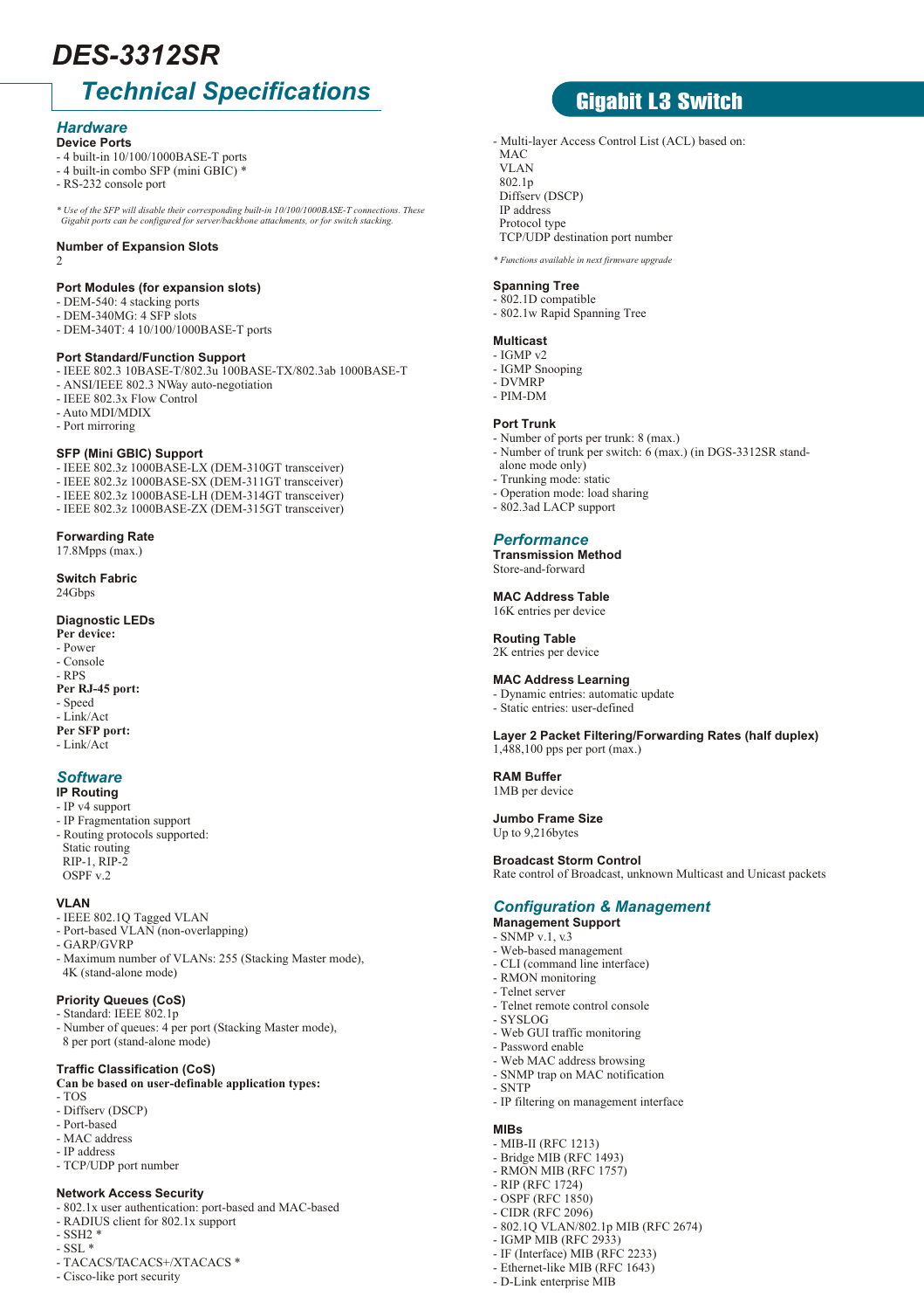# DES-3312SR

## Technical Specifications

**Gigabit L3 Switch**

### Hardware

**Device Ports**
- 4 built-in 10/100/1000BASE-T ports
- 4 built-in combo SFP (mini GBIC) *
- RS-232 console port

*\* Use of the SFP will disable their corresponding built-in 10/100/1000BASE-T connections. These Gigabit ports can be configured for server/backbone attachments, or for switch stacking.*

**Number of Expansion Slots**
2

**Port Modules (for expansion slots)**
- DEM-540: 4 stacking ports
- DEM-340MG: 4 SFP slots
- DEM-340T: 4 10/100/1000BASE-T ports

**Port Standard/Function Support**
- IEEE 802.3 10BASE-T/802.3u 100BASE-TX/802.3ab 1000BASE-T
- ANSI/IEEE 802.3 NWay auto-negotiation
- IEEE 802.3x Flow Control
- Auto MDI/MDIX
- Port mirroring

**SFP (Mini GBIC) Support**
- IEEE 802.3z 1000BASE-LX (DEM-310GT transceiver)
- IEEE 802.3z 1000BASE-SX (DEM-311GT transceiver)
- IEEE 802.3z 1000BASE-LH (DEM-314GT transceiver)
- IEEE 802.3z 1000BASE-ZX (DEM-315GT transceiver)

**Forwarding Rate**
17.8Mpps (max.)

**Switch Fabric**
24Gbps

**Diagnostic LEDs**

**Per device:**
- Power
- Console
- RPS

**Per RJ-45 port:**
- Speed
- Link/Act

**Per SFP port:**
- Link/Act

### Software

**IP Routing**
- IP v4 support
- IP Fragmentation support
- Routing protocols supported:
  Static routing
  RIP-1, RIP-2
  OSPF v.2

**VLAN**
- IEEE 802.1Q Tagged VLAN
- Port-based VLAN (non-overlapping)
- GARP/GVRP
- Maximum number of VLANs: 255 (Stacking Master mode), 4K (stand-alone mode)

**Priority Queues (CoS)**
- Standard: IEEE 802.1p
- Number of queues: 4 per port (Stacking Master mode), 8 per port (stand-alone mode)

**Traffic Classification (CoS)**

**Can be based on user-definable application types:**
- TOS
- Diffserv (DSCP)
- Port-based
- MAC address
- IP address
- TCP/UDP port number

**Network Access Security**
- 802.1x user authentication: port-based and MAC-based
- RADIUS client for 802.1x support
- SSH2 *
- SSL *
- TACACS/TACACS+/XTACACS *
- Cisco-like port security

- Multi-layer Access Control List (ACL) based on:
  MAC
  VLAN
  802.1p
  Diffserv (DSCP)
  IP address
  Protocol type
  TCP/UDP destination port number

*\* Functions available in next firmware upgrade*

**Spanning Tree**
- 802.1D compatible
- 802.1w Rapid Spanning Tree

**Multicast**
- IGMP v2
- IGMP Snooping
- DVMRP
- PIM-DM

**Port Trunk**
- Number of ports per trunk: 8 (max.)
- Number of trunk per switch: 6 (max.) (in DGS-3312SR stand-alone mode only)
- Trunking mode: static
- Operation mode: load sharing
- 802.3ad LACP support

### Performance

**Transmission Method**
Store-and-forward

**MAC Address Table**
16K entries per device

**Routing Table**
2K entries per device

**MAC Address Learning**
- Dynamic entries: automatic update
- Static entries: user-defined

**Layer 2 Packet Filtering/Forwarding Rates (half duplex)**
1,488,100 pps per port (max.)

**RAM Buffer**
1MB per device

**Jumbo Frame Size**
Up to 9,216bytes

**Broadcast Storm Control**
Rate control of Broadcast, unknown Multicast and Unicast packets

### Configuration & Management

**Management Support**
- SNMP v.1, v.3
- Web-based management
- CLI (command line interface)
- RMON monitoring
- Telnet server
- Telnet remote control console
- SYSLOG
- Web GUI traffic monitoring
- Password enable
- Web MAC address browsing
- SNMP trap on MAC notification
- SNTP
- IP filtering on management interface

**MIBs**
- MIB-II (RFC 1213)
- Bridge MIB (RFC 1493)
- RMON MIB (RFC 1757)
- RIP (RFC 1724)
- OSPF (RFC 1850)
- CIDR (RFC 2096)
- 802.1Q VLAN/802.1p MIB (RFC 2674)
- IGMP MIB (RFC 2933)
- IF (Interface) MIB (RFC 2233)
- Ethernet-like MIB (RFC 1643)
- D-Link enterprise MIB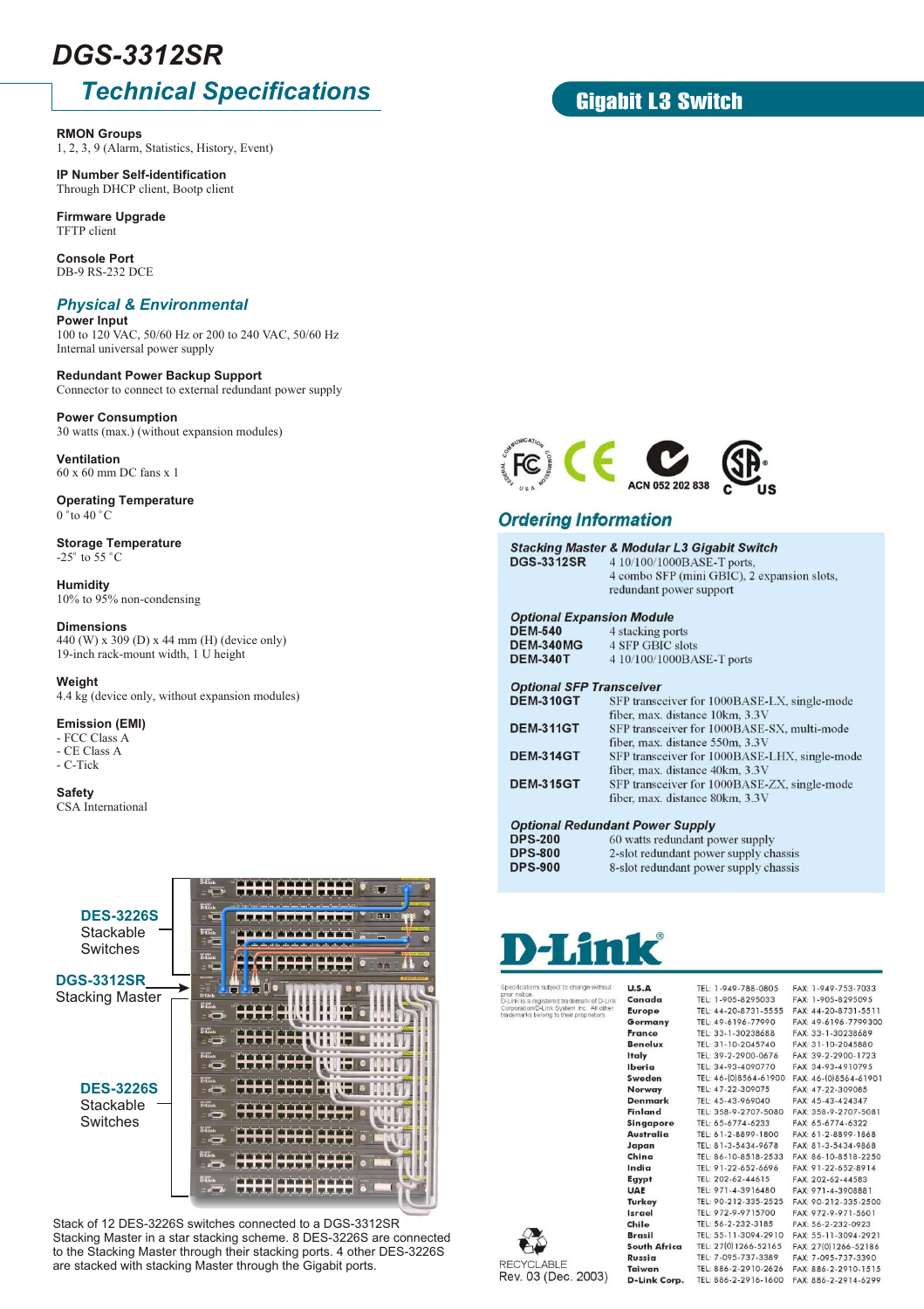# DGS-3312SR

## Technical Specifications

## Gigabit L3 Switch

**RMON Groups**
1, 2, 3, 9 (Alarm, Statistics, History, Event)

**IP Number Self-identification**
Through DHCP client, Bootp client

**Firmware Upgrade**
TFTP client

**Console Port**
DB-9 RS-232 DCE

### *Physical & Environmental*

**Power Input**
100 to 120 VAC, 50/60 Hz or 200 to 240 VAC, 50/60 Hz
Internal universal power supply

**Redundant Power Backup Support**
Connector to connect to external redundant power supply

**Power Consumption**
30 watts (max.) (without expansion modules)

**Ventilation**
60 x 60 mm DC fans x 1

**Operating Temperature**
0 °to 40 °C

**Storage Temperature**
-25° to 55 °C

**Humidity**
10% to 95% non-condensing

**Dimensions**
440 (W) x 309 (D) x 44 mm (H) (device only)
19-inch rack-mount width, 1 U height

**Weight**
4.4 kg (device only, without expansion modules)

**Emission (EMI)**
- FCC Class A
- CE Class A
- C-Tick

**Safety**
CSA International

DES-3226S Stackable Switches

DGS-3312SR Stacking Master

DES-3226S Stackable Switches

Stack of 12 DES-3226S switches connected to a DGS-3312SR Stacking Master in a star stacking scheme. 8 DES-3226S are connected to the Stacking Master through their stacking ports. 4 other DES-3226S are stacked with stacking Master through the Gigabit ports.

ACN 052 202 838

### *Ordering Information*

***Stacking Master & Modular L3 Gigabit Switch***

| | |
|---|---|
| **DGS-3312SR** | 4 10/100/1000BASE-T ports, 4 combo SFP (mini GBIC), 2 expansion slots, redundant power support |

***Optional Expansion Module***

| | |
|---|---|
| **DEM-540** | 4 stacking ports |
| **DEM-340MG** | 4 SFP GBIC slots |
| **DEM-340T** | 4 10/100/1000BASE-T ports |

***Optional SFP Transceiver***

| | |
|---|---|
| **DEM-310GT** | SFP transceiver for 1000BASE-LX, single-mode fiber, max. distance 10km, 3.3V |
| **DEM-311GT** | SFP transceiver for 1000BASE-SX, multi-mode fiber, max. distance 550m, 3.3V |
| **DEM-314GT** | SFP transceiver for 1000BASE-LHX, single-mode fiber, max. distance 40km, 3.3V |
| **DEM-315GT** | SFP transceiver for 1000BASE-ZX, single-mode fiber, max. distance 80km, 3.3V |

***Optional Redundant Power Supply***

| | |
|---|---|
| **DPS-200** | 60 watts redundant power supply |
| **DPS-800** | 2-slot redundant power supply chassis |
| **DPS-900** | 8-slot redundant power supply chassis |

**D-Link**®

Specifications subject to change without prior notice. D-Link is a registered trademark of D-Link Corporation/D-Link System Inc. All other trademarks belong to their proprietors.

| | | |
|---|---|---|
| **U.S.A** | TEL: 1-949-788-0805 | FAX: 1-949-753-7033 |
| **Canada** | TEL: 1-905-8295033 | FAX: 1-905-8295095 |
| **Europe** | TEL: 44-20-8731-5555 | FAX: 44-20-8731-5511 |
| **Germany** | TEL: 49-6196-77990 | FAX: 49-6196-7799300 |
| **France** | TEL: 33-1-30238688 | FAX: 33-1-30238689 |
| **Benelux** | TEL: 31-10-2045740 | FAX: 31-10-2045880 |
| **Italy** | TEL: 39-2-2900-0676 | FAX: 39-2-2900-1723 |
| **Iberia** | TEL: 34-93-4090770 | FAX: 34-93-4910795 |
| **Sweden** | TEL: 46-(0)8564-61900 | FAX: 46-(0)8564-61901 |
| **Norway** | TEL: 47-22-309075 | FAX: 47-22-309085 |
| **Denmark** | TEL: 45-43-969040 | FAX: 45-43-424347 |
| **Finland** | TEL: 358-9-2707-5080 | FAX: 358-9-2707-5081 |
| **Singapore** | TEL: 65-6774-6233 | FAX: 65-6774-6322 |
| **Australia** | TEL: 61-2-8899-1800 | FAX: 61-2-8899-1868 |
| **Japan** | TEL: 81-3-5434-9678 | FAX: 81-3-5434-9868 |
| **China** | TEL: 86-10-8518-2533 | FAX: 86-10-8518-2250 |
| **India** | TEL: 91-22-652-6696 | FAX: 91-22-652-8914 |
| **Egypt** | TEL: 202-62-44615 | FAX: 202-62-44583 |
| **UAE** | TEL: 971-4-3916480 | FAX: 971-4-3908881 |
| **Turkey** | TEL: 90-212-335-2525 | FAX: 90-212-335-2500 |
| **Israel** | TEL: 972-9-9715700 | FAX: 972-9-971-5601 |
| **Chile** | TEL: 56-2-232-3185 | FAX: 56-2-232-0923 |
| **Brasil** | TEL: 55-11-3094-2910 | FAX: 55-11-3094-2921 |
| **South Africa** | TEL: 27(0)1266-52165 | FAX: 27(0)1266-52186 |
| **Russia** | TEL: 7-095-737-3389 | FAX: 7-095-737-3390 |
| **Taiwan** | TEL: 886-2-2910-2626 | FAX: 886-2-2910-1515 |
| **D-Link Corp.** | TEL: 886-2-2916-1600 | FAX: 886-2-2914-6299 |

RECYCLABLE
Rev. 03 (Dec. 2003)